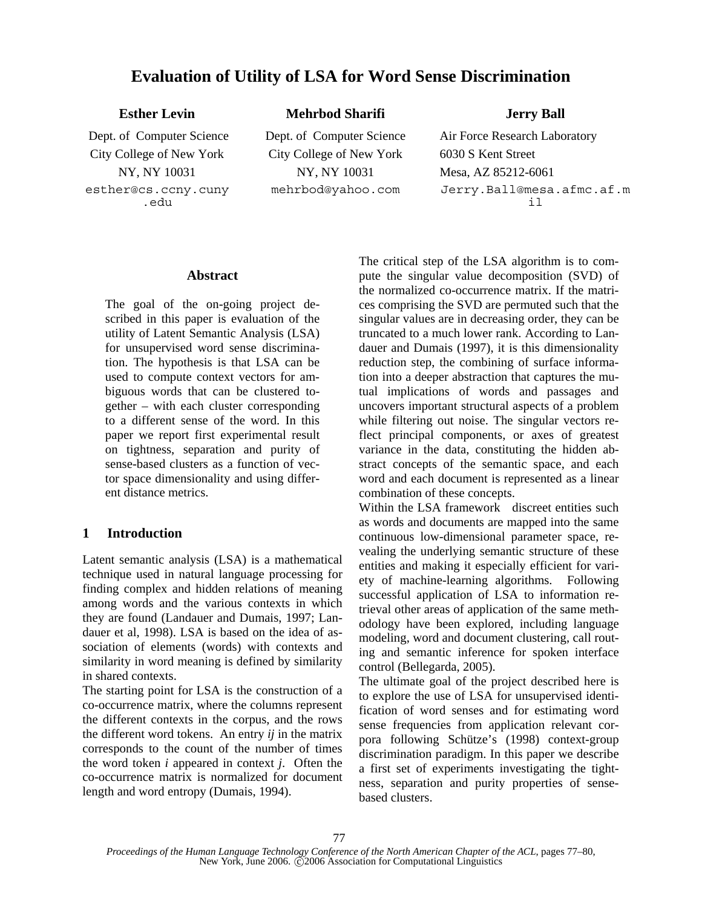# Evaluation of Utility of LSA for Word Sense Discrimination

**Esther Levin**
Dept. of Computer Science
City College of New York
NY, NY 10031
esther@cs.ccny.cuny.edu

**Mehrbod Sharifi**
Dept. of Computer Science
City College of New York
NY, NY 10031
mehrbod@yahoo.com

**Jerry Ball**
Air Force Research Laboratory
6030 S Kent Street
Mesa, AZ 85212-6061
Jerry.Ball@mesa.afmc.af.mil

## Abstract

The goal of the on-going project described in this paper is evaluation of the utility of Latent Semantic Analysis (LSA) for unsupervised word sense discrimination. The hypothesis is that LSA can be used to compute context vectors for ambiguous words that can be clustered together – with each cluster corresponding to a different sense of the word. In this paper we report first experimental result on tightness, separation and purity of sense-based clusters as a function of vector space dimensionality and using different distance metrics.

## 1 Introduction

Latent semantic analysis (LSA) is a mathematical technique used in natural language processing for finding complex and hidden relations of meaning among words and the various contexts in which they are found (Landauer and Dumais, 1997; Landauer et al, 1998). LSA is based on the idea of association of elements (words) with contexts and similarity in word meaning is defined by similarity in shared contexts.

The starting point for LSA is the construction of a co-occurrence matrix, where the columns represent the different contexts in the corpus, and the rows the different word tokens. An entry *ij* in the matrix corresponds to the count of the number of times the word token *i* appeared in context *j*. Often the co-occurrence matrix is normalized for document length and word entropy (Dumais, 1994).

The critical step of the LSA algorithm is to compute the singular value decomposition (SVD) of the normalized co-occurrence matrix. If the matrices comprising the SVD are permuted such that the singular values are in decreasing order, they can be truncated to a much lower rank. According to Landauer and Dumais (1997), it is this dimensionality reduction step, the combining of surface information into a deeper abstraction that captures the mutual implications of words and passages and uncovers important structural aspects of a problem while filtering out noise. The singular vectors reflect principal components, or axes of greatest variance in the data, constituting the hidden abstract concepts of the semantic space, and each word and each document is represented as a linear combination of these concepts.

Within the LSA framework discreet entities such as words and documents are mapped into the same continuous low-dimensional parameter space, revealing the underlying semantic structure of these entities and making it especially efficient for variety of machine-learning algorithms. Following successful application of LSA to information retrieval other areas of application of the same methodology have been explored, including language modeling, word and document clustering, call routing and semantic inference for spoken interface control (Bellegarda, 2005).

The ultimate goal of the project described here is to explore the use of LSA for unsupervised identification of word senses and for estimating word sense frequencies from application relevant corpora following Schütze's (1998) context-group discrimination paradigm. In this paper we describe a first set of experiments investigating the tightness, separation and purity properties of sense-based clusters.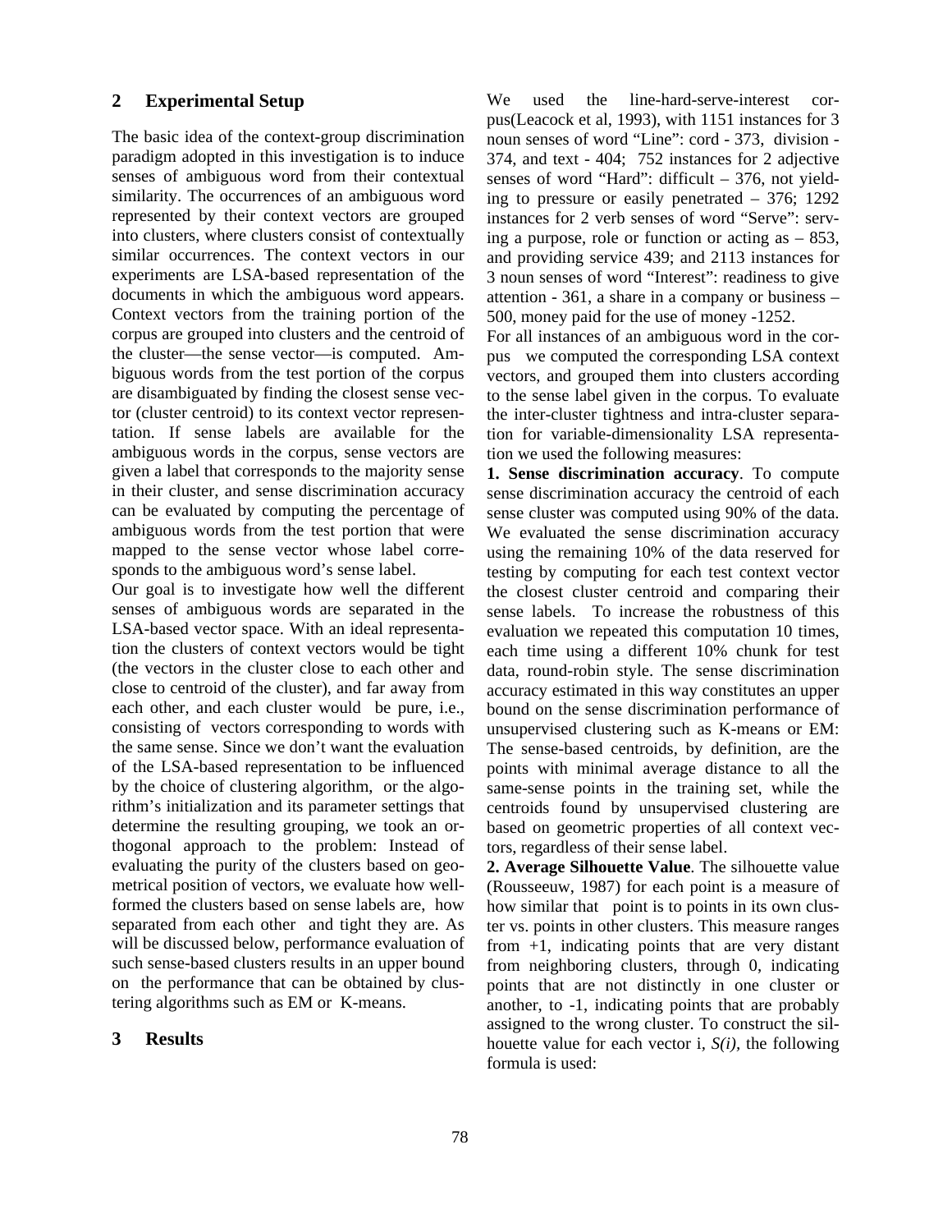## 2 Experimental Setup

The basic idea of the context-group discrimination paradigm adopted in this investigation is to induce senses of ambiguous word from their contextual similarity. The occurrences of an ambiguous word represented by their context vectors are grouped into clusters, where clusters consist of contextually similar occurrences. The context vectors in our experiments are LSA-based representation of the documents in which the ambiguous word appears. Context vectors from the training portion of the corpus are grouped into clusters and the centroid of the cluster—the sense vector—is computed. Ambiguous words from the test portion of the corpus are disambiguated by finding the closest sense vector (cluster centroid) to its context vector representation. If sense labels are available for the ambiguous words in the corpus, sense vectors are given a label that corresponds to the majority sense in their cluster, and sense discrimination accuracy can be evaluated by computing the percentage of ambiguous words from the test portion that were mapped to the sense vector whose label corresponds to the ambiguous word's sense label.

Our goal is to investigate how well the different senses of ambiguous words are separated in the LSA-based vector space. With an ideal representation the clusters of context vectors would be tight (the vectors in the cluster close to each other and close to centroid of the cluster), and far away from each other, and each cluster would be pure, i.e., consisting of vectors corresponding to words with the same sense. Since we don't want the evaluation of the LSA-based representation to be influenced by the choice of clustering algorithm, or the algorithm's initialization and its parameter settings that determine the resulting grouping, we took an orthogonal approach to the problem: Instead of evaluating the purity of the clusters based on geometrical position of vectors, we evaluate how well-formed the clusters based on sense labels are, how separated from each other and tight they are. As will be discussed below, performance evaluation of such sense-based clusters results in an upper bound on the performance that can be obtained by clustering algorithms such as EM or K-means.

## 3 Results

We used the line-hard-serve-interest corpus(Leacock et al, 1993), with 1151 instances for 3 noun senses of word "Line": cord - 373, division - 374, and text - 404; 752 instances for 2 adjective senses of word "Hard": difficult – 376, not yielding to pressure or easily penetrated – 376; 1292 instances for 2 verb senses of word "Serve": serving a purpose, role or function or acting as – 853, and providing service 439; and 2113 instances for 3 noun senses of word "Interest": readiness to give attention - 361, a share in a company or business – 500, money paid for the use of money -1252.

For all instances of an ambiguous word in the corpus we computed the corresponding LSA context vectors, and grouped them into clusters according to the sense label given in the corpus. To evaluate the inter-cluster tightness and intra-cluster separation for variable-dimensionality LSA representation we used the following measures:

**1. Sense discrimination accuracy**. To compute sense discrimination accuracy the centroid of each sense cluster was computed using 90% of the data. We evaluated the sense discrimination accuracy using the remaining 10% of the data reserved for testing by computing for each test context vector the closest cluster centroid and comparing their sense labels. To increase the robustness of this evaluation we repeated this computation 10 times, each time using a different 10% chunk for test data, round-robin style. The sense discrimination accuracy estimated in this way constitutes an upper bound on the sense discrimination performance of unsupervised clustering such as K-means or EM: The sense-based centroids, by definition, are the points with minimal average distance to all the same-sense points in the training set, while the centroids found by unsupervised clustering are based on geometric properties of all context vectors, regardless of their sense label.

**2. Average Silhouette Value**. The silhouette value (Rousseeuw, 1987) for each point is a measure of how similar that point is to points in its own cluster vs. points in other clusters. This measure ranges from +1, indicating points that are very distant from neighboring clusters, through 0, indicating points that are not distinctly in one cluster or another, to -1, indicating points that are probably assigned to the wrong cluster. To construct the silhouette value for each vector i, *S(i)*, the following formula is used: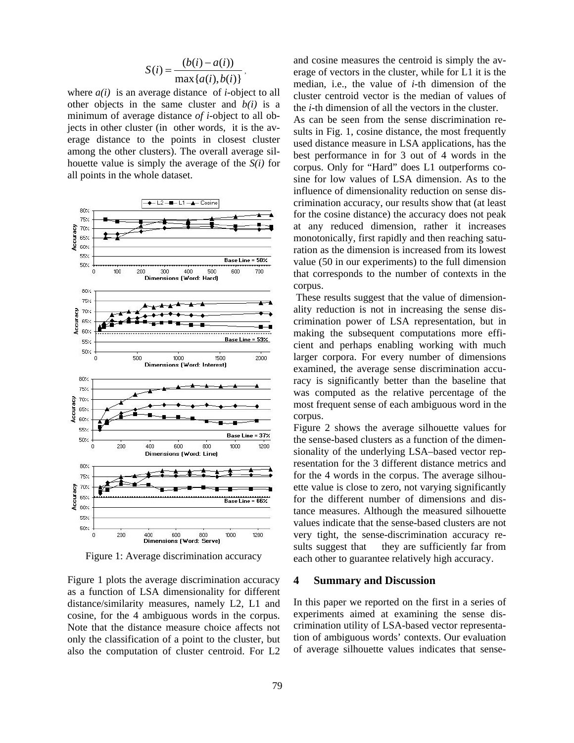$$S(i) = \frac{(b(i) - a(i))}{\max\{a(i), b(i)\}},$$

where $a(i)$ is an average distance of $i$-object to all other objects in the same cluster and $b(i)$ is a minimum of average distance *of* $i$-object to all objects in other cluster (in other words, it is the average distance to the points in closest cluster among the other clusters). The overall average silhouette value is simply the average of the $S(i)$ for all points in the whole dataset.

L2 — L1 — Cosine

Accuracy

Base Line = 50%

Dimensions (Word: Hard)

Base Line = 59%

Dimensions (Word: Interest)

Base Line = 37%

Dimensions (Word: Line)

Base Line = 66%

Dimensions (Word: Serve)

Figure 1: Average discrimination accuracy

Figure 1 plots the average discrimination accuracy as a function of LSA dimensionality for different distance/similarity measures, namely L2, L1 and cosine, for the 4 ambiguous words in the corpus. Note that the distance measure choice affects not only the classification of a point to the cluster, but also the computation of cluster centroid. For L2 and cosine measures the centroid is simply the average of vectors in the cluster, while for L1 it is the median, i.e., the value of $i$-th dimension of the cluster centroid vector is the median of values of the $i$-th dimension of all the vectors in the cluster.

As can be seen from the sense discrimination results in Fig. 1, cosine distance, the most frequently used distance measure in LSA applications, has the best performance in for 3 out of 4 words in the corpus. Only for "Hard" does L1 outperforms cosine for low values of LSA dimension. As to the influence of dimensionality reduction on sense discrimination accuracy, our results show that (at least for the cosine distance) the accuracy does not peak at any reduced dimension, rather it increases monotonically, first rapidly and then reaching saturation as the dimension is increased from its lowest value (50 in our experiments) to the full dimension that corresponds to the number of contexts in the corpus.

These results suggest that the value of dimensionality reduction is not in increasing the sense discrimination power of LSA representation, but in making the subsequent computations more efficient and perhaps enabling working with much larger corpora. For every number of dimensions examined, the average sense discrimination accuracy is significantly better than the baseline that was computed as the relative percentage of the most frequent sense of each ambiguous word in the corpus.

Figure 2 shows the average silhouette values for the sense-based clusters as a function of the dimensionality of the underlying LSA–based vector representation for the 3 different distance metrics and for the 4 words in the corpus. The average silhouette value is close to zero, not varying significantly for the different number of dimensions and distance measures. Although the measured silhouette values indicate that the sense-based clusters are not very tight, the sense-discrimination accuracy results suggest that they are sufficiently far from each other to guarantee relatively high accuracy.

## 4 Summary and Discussion

In this paper we reported on the first in a series of experiments aimed at examining the sense discrimination utility of LSA-based vector representation of ambiguous words' contexts. Our evaluation of average silhouette values indicates that sense-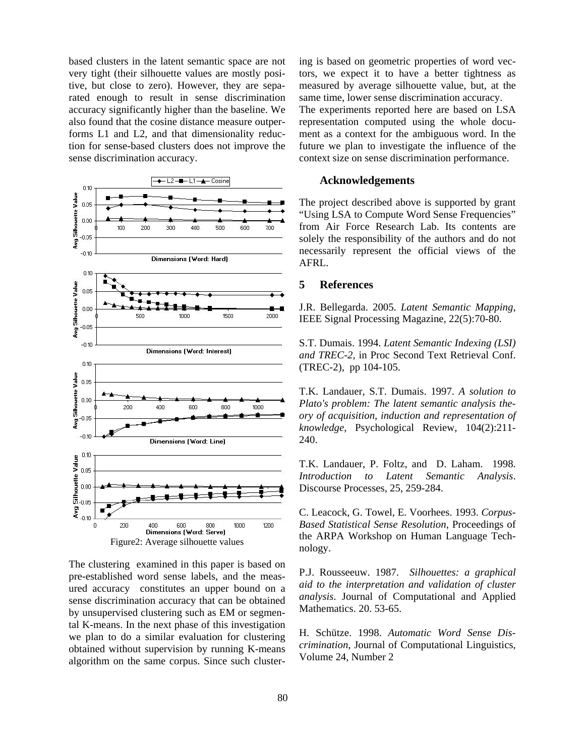based clusters in the latent semantic space are not very tight (their silhouette values are mostly positive, but close to zero). However, they are separated enough to result in sense discrimination accuracy significantly higher than the baseline. We also found that the cosine distance measure outperforms L1 and L2, and that dimensionality reduction for sense-based clusters does not improve the sense discrimination accuracy.

L2 L1 Cosine

Avg Silhouette Value

0.10
0.05
0.00
-0.05
-0.10

0 100 200 300 400 500 600 700

Dimensions (Word: Hard)

0 500 1000 1500 2000

Dimensions (Word: Interest)

0 200 400 600 800 1000

Dimensions (Word: Line)

0 200 400 600 800 1000 1200

Dimensions (Word: Serve)

Figure2: Average silhouette values

The clustering examined in this paper is based on pre-established word sense labels, and the measured accuracy constitutes an upper bound on a sense discrimination accuracy that can be obtained by unsupervised clustering such as EM or segmental K-means. In the next phase of this investigation we plan to do a similar evaluation for clustering obtained without supervision by running K-means algorithm on the same corpus. Since such clustering is based on geometric properties of word vectors, we expect it to have a better tightness as measured by average silhouette value, but, at the same time, lower sense discrimination accuracy.

The experiments reported here are based on LSA representation computed using the whole document as a context for the ambiguous word. In the future we plan to investigate the influence of the context size on sense discrimination performance.

### Acknowledgements

The project described above is supported by grant "Using LSA to Compute Word Sense Frequencies" from Air Force Research Lab. Its contents are solely the responsibility of the authors and do not necessarily represent the official views of the AFRL.

## 5 References

J.R. Bellegarda. 2005. *Latent Semantic Mapping*, IEEE Signal Processing Magazine, 22(5):70-80.

S.T. Dumais. 1994. *Latent Semantic Indexing (LSI) and TREC-2*, in Proc Second Text Retrieval Conf. (TREC-2), pp 104-105.

T.K. Landauer, S.T. Dumais. 1997. *A solution to Plato's problem: The latent semantic analysis theory of acquisition, induction and representation of knowledge*, Psychological Review, 104(2):211-240.

T.K. Landauer, P. Foltz, and D. Laham. 1998. *Introduction to Latent Semantic Analysis*. Discourse Processes, 25, 259-284.

C. Leacock, G. Towel, E. Voorhees. 1993. *Corpus-Based Statistical Sense Resolution*, Proceedings of the ARPA Workshop on Human Language Technology.

P.J. Rousseeuw. 1987. *Silhouettes: a graphical aid to the interpretation and validation of cluster analysis*. Journal of Computational and Applied Mathematics. 20. 53-65.

H. Schütze. 1998. *Automatic Word Sense Discrimination*, Journal of Computational Linguistics, Volume 24, Number 2